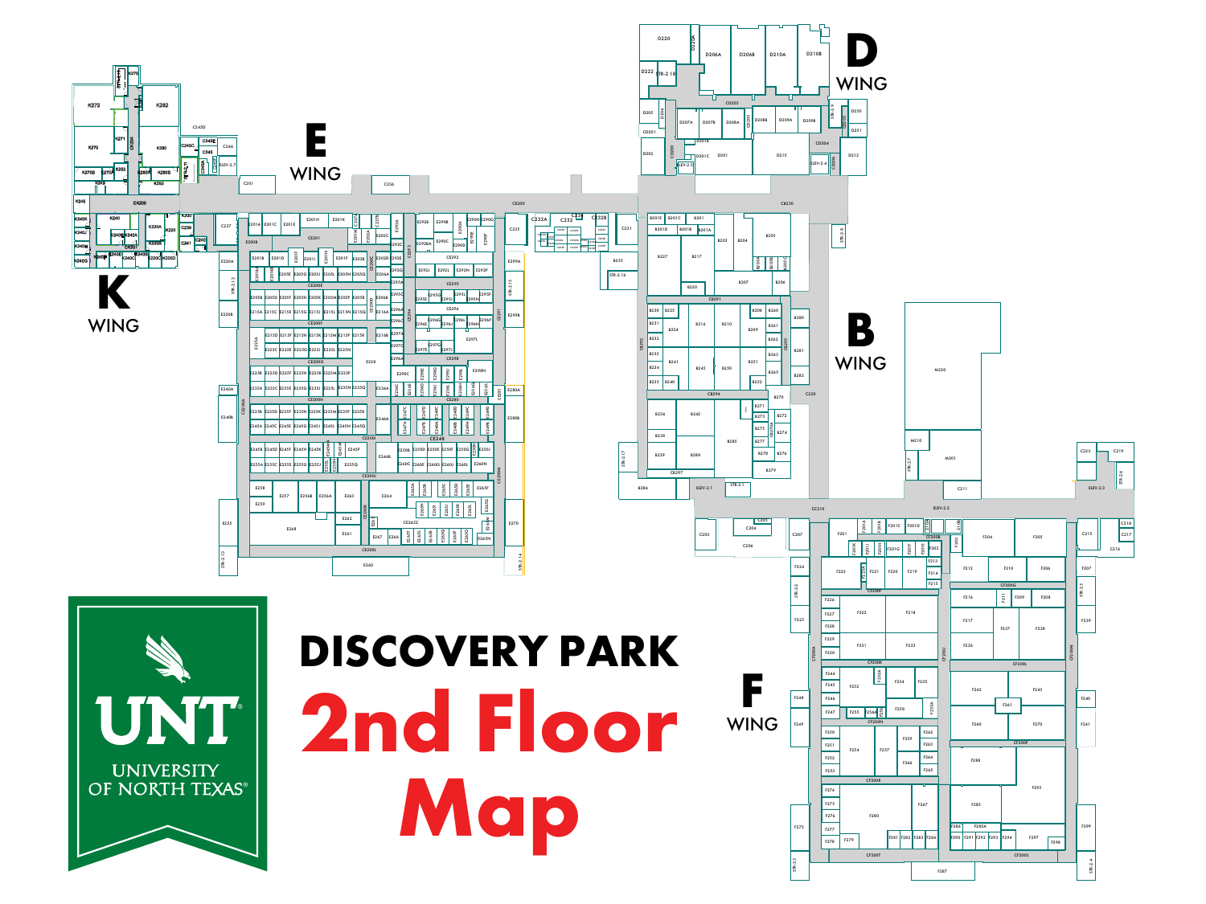# DISCOVERY PARK

# 2nd Floor Map

UNT
UNIVERSITY OF NORTH TEXAS

K WING

E WING

D WING

B WING

F WING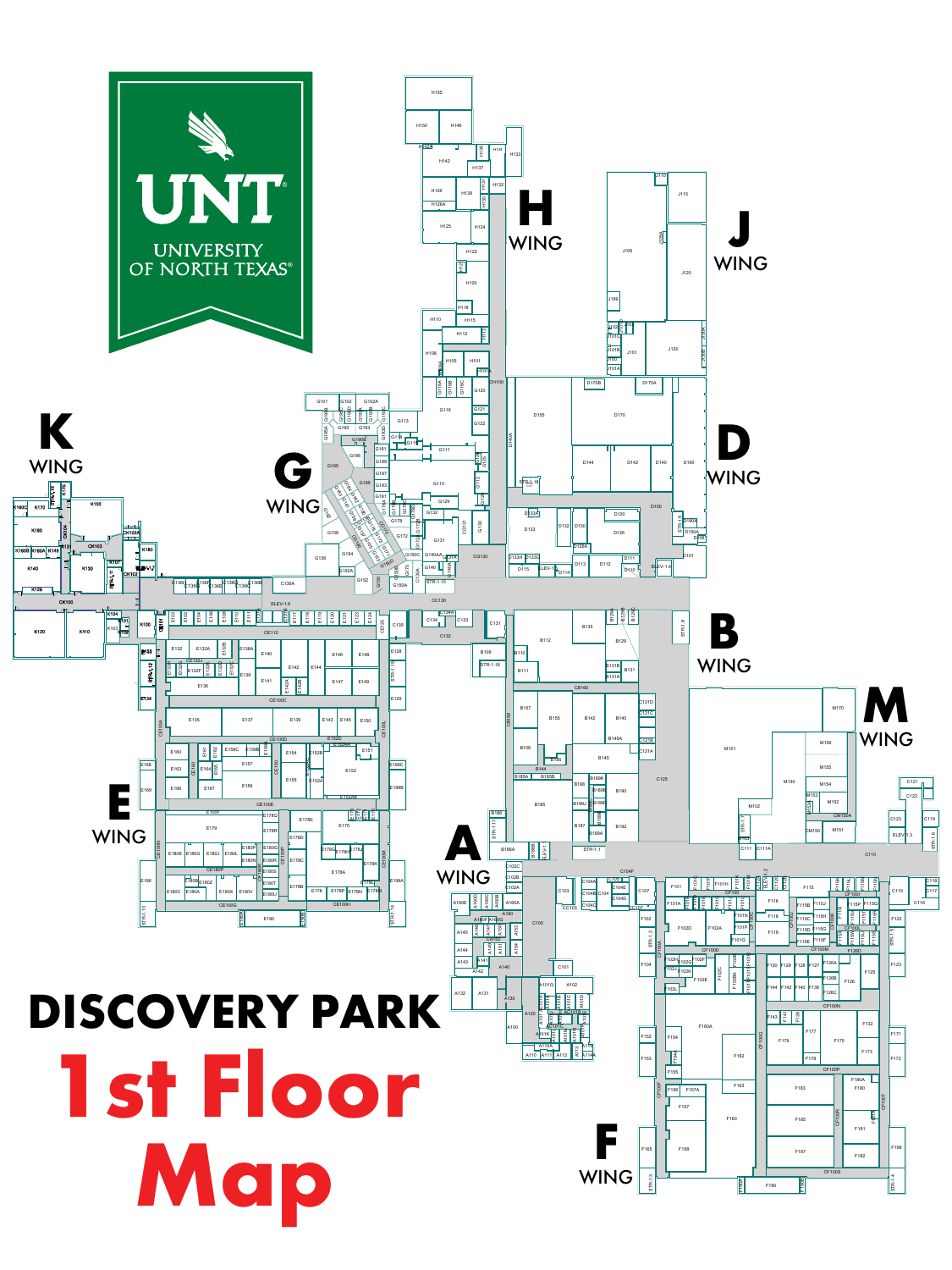# UNT

UNIVERSITY OF NORTH TEXAS®

# DISCOVERY PARK

# 1st Floor Map

H WING

J WING

K WING

G WING

D WING

B WING

M WING

E WING

A WING

F WING